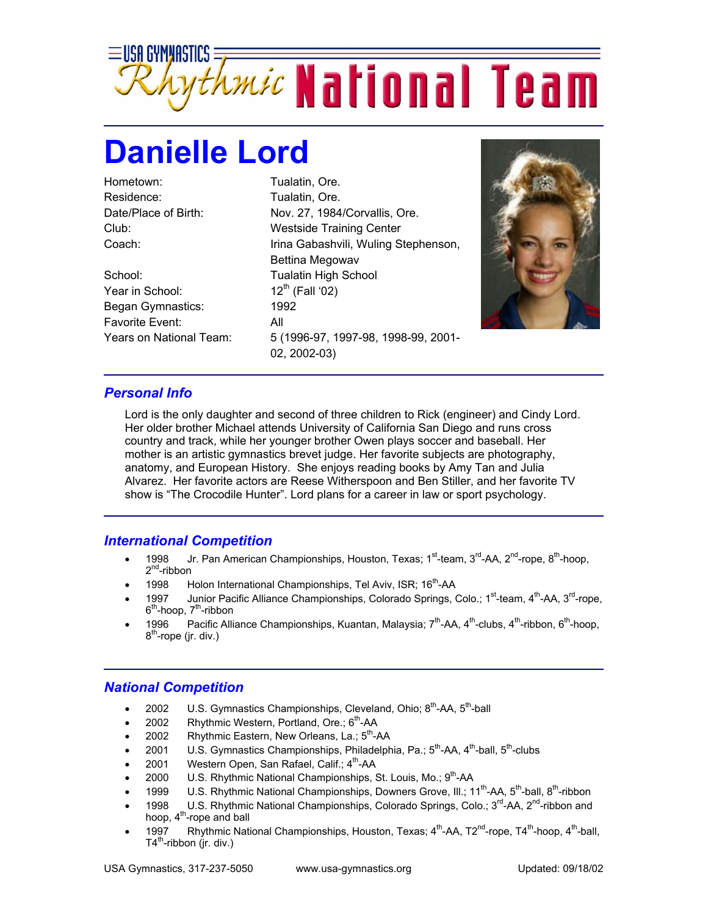# USA Gymnastics Rhythmic National Team

# Danielle Lord

| | |
|---|---|
| Hometown: | Tualatin, Ore. |
| Residence: | Tualatin, Ore. |
| Date/Place of Birth: | Nov. 27, 1984/Corvallis, Ore. |
| Club: | Westside Training Center |
| Coach: | Irina Gabashvili, Wuling Stephenson, Bettina Megowav |
| School: | Tualatin High School |
| Year in School: | 12th (Fall '02) |
| Began Gymnastics: | 1992 |
| Favorite Event: | All |
| Years on National Team: | 5 (1996-97, 1997-98, 1998-99, 2001-02, 2002-03) |

## *Personal Info*

Lord is the only daughter and second of three children to Rick (engineer) and Cindy Lord. Her older brother Michael attends University of California San Diego and runs cross country and track, while her younger brother Owen plays soccer and baseball. Her mother is an artistic gymnastics brevet judge. Her favorite subjects are photography, anatomy, and European History. She enjoys reading books by Amy Tan and Julia Alvarez. Her favorite actors are Reese Witherspoon and Ben Stiller, and her favorite TV show is "The Crocodile Hunter". Lord plans for a career in law or sport psychology.

## *International Competition*

- 1998 Jr. Pan American Championships, Houston, Texas; 1st-team, 3rd-AA, 2nd-rope, 8th-hoop, 2nd-ribbon
- 1998 Holon International Championships, Tel Aviv, ISR; 16th-AA
- 1997 Junior Pacific Alliance Championships, Colorado Springs, Colo.; 1st-team, 4th-AA, 3rd-rope, 6th-hoop, 7th-ribbon
- 1996 Pacific Alliance Championships, Kuantan, Malaysia; 7th-AA, 4th-clubs, 4th-ribbon, 6th-hoop, 8th-rope (jr. div.)

## *National Competition*

- 2002 U.S. Gymnastics Championships, Cleveland, Ohio; 8th-AA, 5th-ball
- 2002 Rhythmic Western, Portland, Ore.; 6th-AA
- 2002 Rhythmic Eastern, New Orleans, La.; 5th-AA
- 2001 U.S. Gymnastics Championships, Philadelphia, Pa.; 5th-AA, 4th-ball, 5th-clubs
- 2001 Western Open, San Rafael, Calif.; 4th-AA
- 2000 U.S. Rhythmic National Championships, St. Louis, Mo.; 9th-AA
- 1999 U.S. Rhythmic National Championships, Downers Grove, Ill.; 11th-AA, 5th-ball, 8th-ribbon
- 1998 U.S. Rhythmic National Championships, Colorado Springs, Colo.; 3rd-AA, 2nd-ribbon and hoop, 4th-rope and ball
- 1997 Rhythmic National Championships, Houston, Texas; 4th-AA, T2nd-rope, T4th-hoop, 4th-ball, T4th-ribbon (jr. div.)

USA Gymnastics, 317-237-5050 www.usa-gymnastics.org Updated: 09/18/02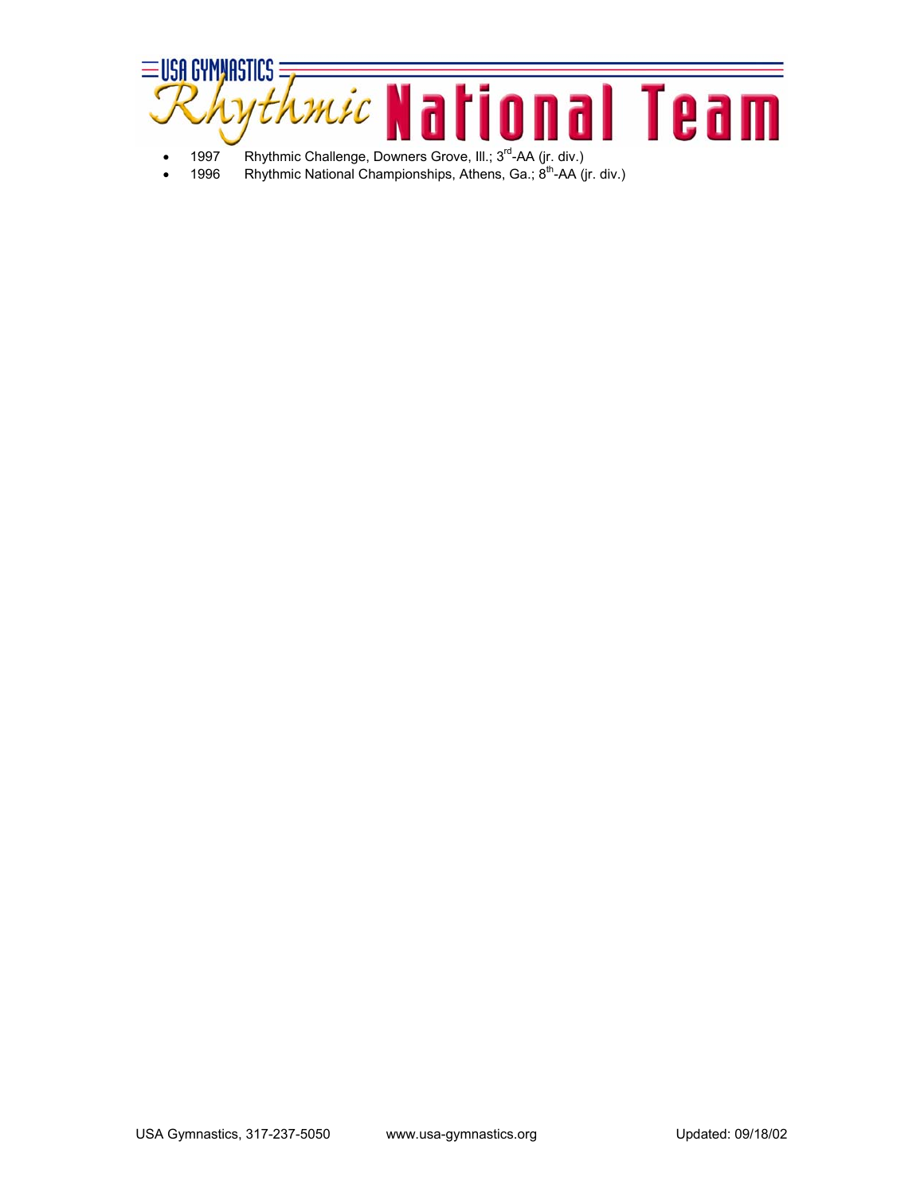- 1997 Rhythmic Challenge, Downers Grove, Ill.; 3rd-AA (jr. div.)
- 1996 Rhythmic National Championships, Athens, Ga.; 8th-AA (jr. div.)